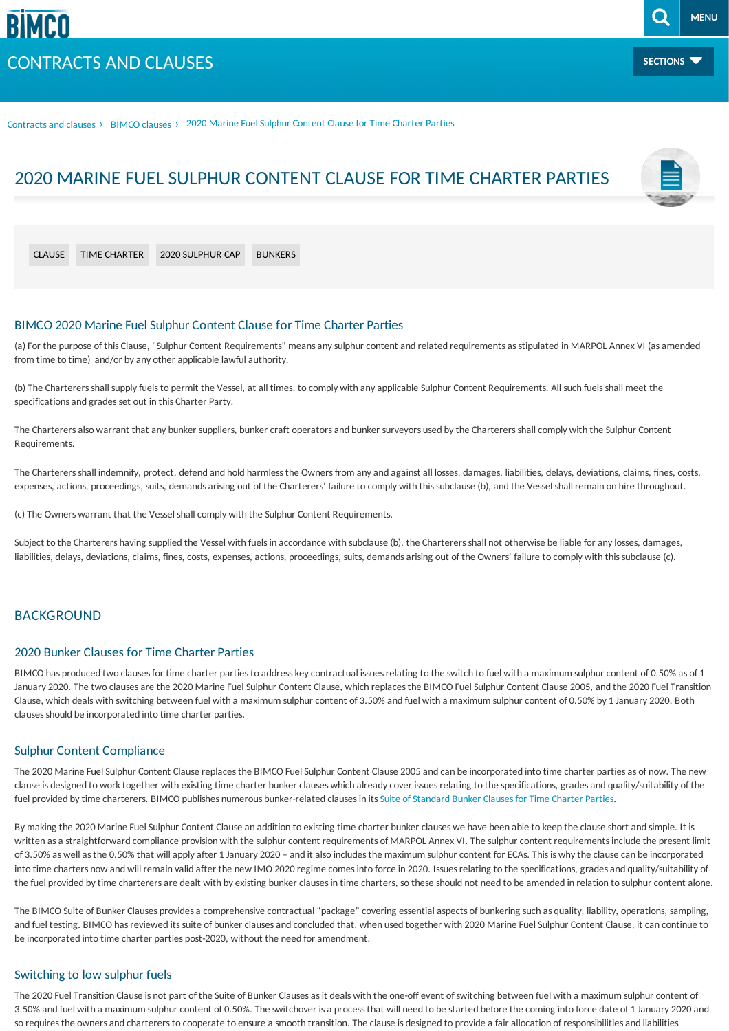CONTRACTS AND CLAUSES

Contracts and clauses › BIMCO clauses › 2020 Marine Fuel Sulphur Content Clause for Time Charter Parties

# 2020 MARINE FUEL SULPHUR CONTENT CLAUSE FOR TIME CHARTER PARTIES

CLAUSE TIME CHARTER 2020 SULPHUR CAP BUNKERS

## BIMCO 2020 Marine Fuel Sulphur Content Clause for Time Charter Parties

(a) For the purpose of this Clause, "Sulphur Content Requirements" means any sulphur content and related requirements as stipulated in MARPOL Annex VI (as amended from time to time) and/or by any other applicable lawful authority.

(b) The Charterers shall supply fuels to permit the Vessel, at all times, to comply with any applicable Sulphur Content Requirements. All such fuels shall meet the specifications and grades set out in this Charter Party.

The Charterers also warrant that any bunker suppliers, bunker craft operators and bunker surveyors used by the Charterers shall comply with the Sulphur Content Requirements.

The Charterers shall indemnify, protect, defend and hold harmless the Owners from any and against all losses, damages, liabilities, delays, deviations, claims, fines, costs, expenses, actions, proceedings, suits, demands arising out of the Charterers' failure to comply with this subclause (b), and the Vessel shall remain on hire throughout.

(c) The Owners warrant that the Vessel shall comply with the Sulphur Content Requirements.

Subject to the Charterers having supplied the Vessel with fuels in accordance with subclause (b), the Charterers shall not otherwise be liable for any losses, damages, liabilities, delays, deviations, claims, fines, costs, expenses, actions, proceedings, suits, demands arising out of the Owners' failure to comply with this subclause (c).

## BACKGROUND

### 2020 Bunker Clauses for Time Charter Parties

BIMCO has produced two clauses for time charter parties to address key contractual issues relating to the switch to fuel with a maximum sulphur content of 0.50% as of 1 January 2020. The two clauses are the 2020 Marine Fuel Sulphur Content Clause, which replaces the BIMCO Fuel Sulphur Content Clause 2005, and the 2020 Fuel Transition Clause, which deals with switching between fuel with a maximum sulphur content of 3.50% and fuel with a maximum sulphur content of 0.50% by 1 January 2020. Both clauses should be incorporated into time charter parties.

### Sulphur Content Compliance

The 2020 Marine Fuel Sulphur Content Clause replaces the BIMCO Fuel Sulphur Content Clause 2005 and can be incorporated into time charter parties as of now. The new clause is designed to work together with existing time charter bunker clauses which already cover issues relating to the specifications, grades and quality/suitability of the fuel provided by time charterers. BIMCO publishes numerous bunker-related clauses in its Suite of Standard Bunker Clauses for Time Charter Parties.

By making the 2020 Marine Fuel Sulphur Content Clause an addition to existing time charter bunker clauses we have been able to keep the clause short and simple. It is written as a straightforward compliance provision with the sulphur content requirements of MARPOL Annex VI. The sulphur content requirements include the present limit of 3.50% as well as the 0.50% that will apply after 1 January 2020 – and it also includes the maximum sulphur content for ECAs. This is why the clause can be incorporated into time charters now and will remain valid after the new IMO 2020 regime comes into force in 2020. Issues relating to the specifications, grades and quality/suitability of the fuel provided by time charterers are dealt with by existing bunker clauses in time charters, so these should not need to be amended in relation to sulphur content alone.

The BIMCO Suite of Bunker Clauses provides a comprehensive contractual "package" covering essential aspects of bunkering such as quality, liability, operations, sampling, and fuel testing. BIMCO has reviewed its suite of bunker clauses and concluded that, when used together with 2020 Marine Fuel Sulphur Content Clause, it can continue to be incorporated into time charter parties post-2020, without the need for amendment.

### Switching to low sulphur fuels

The 2020 Fuel Transition Clause is not part of the Suite of Bunker Clauses as it deals with the one-off event of switching between fuel with a maximum sulphur content of 3.50% and fuel with a maximum sulphur content of 0.50%. The switchover is a process that will need to be started before the coming into force date of 1 January 2020 and so requires the owners and charterers to cooperate to ensure a smooth transition. The clause is designed to provide a fair allocation of responsibilities and liabilities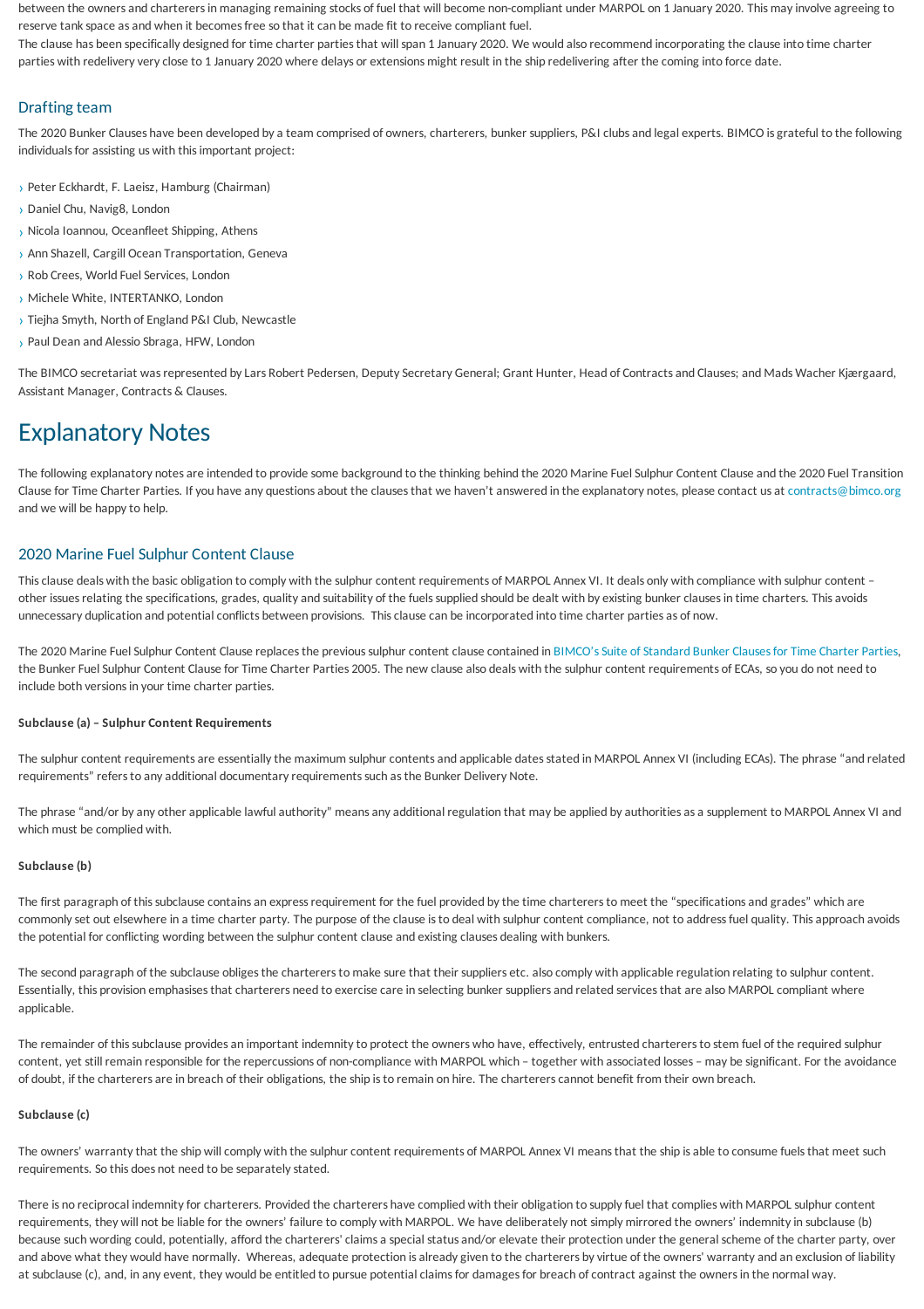between the owners and charterers in managing remaining stocks of fuel that will become non-compliant under MARPOL on 1 January 2020. This may involve agreeing to reserve tank space as and when it becomes free so that it can be made fit to receive compliant fuel.

The clause has been specifically designed for time charter parties that will span 1 January 2020. We would also recommend incorporating the clause into time charter parties with redelivery very close to 1 January 2020 where delays or extensions might result in the ship redelivering after the coming into force date.

## Drafting team

The 2020 Bunker Clauses have been developed by a team comprised of owners, charterers, bunker suppliers, P&I clubs and legal experts. BIMCO is grateful to the following individuals for assisting us with this important project:

- Peter Eckhardt, F. Laeisz, Hamburg (Chairman)
- Daniel Chu, Navig8, London
- Nicola Ioannou, Oceanfleet Shipping, Athens
- Ann Shazell, Cargill Ocean Transportation, Geneva
- Rob Crees, World Fuel Services, London
- Michele White, INTERTANKO, London
- Tiejha Smyth, North of England P&I Club, Newcastle
- Paul Dean and Alessio Sbraga, HFW, London

The BIMCO secretariat was represented by Lars Robert Pedersen, Deputy Secretary General; Grant Hunter, Head of Contracts and Clauses; and Mads Wacher Kjærgaard, Assistant Manager, Contracts & Clauses.

# Explanatory Notes

The following explanatory notes are intended to provide some background to the thinking behind the 2020 Marine Fuel Sulphur Content Clause and the 2020 Fuel Transition Clause for Time Charter Parties. If you have any questions about the clauses that we haven't answered in the explanatory notes, please contact us at contracts@bimco.org and we will be happy to help.

## 2020 Marine Fuel Sulphur Content Clause

This clause deals with the basic obligation to comply with the sulphur content requirements of MARPOL Annex VI. It deals only with compliance with sulphur content – other issues relating the specifications, grades, quality and suitability of the fuels supplied should be dealt with by existing bunker clauses in time charters. This avoids unnecessary duplication and potential conflicts between provisions. This clause can be incorporated into time charter parties as of now.

The 2020 Marine Fuel Sulphur Content Clause replaces the previous sulphur content clause contained in BIMCO's Suite of Standard Bunker Clauses for Time Charter Parties, the Bunker Fuel Sulphur Content Clause for Time Charter Parties 2005. The new clause also deals with the sulphur content requirements of ECAs, so you do not need to include both versions in your time charter parties.

**Subclause (a) – Sulphur Content Requirements**

The sulphur content requirements are essentially the maximum sulphur contents and applicable dates stated in MARPOL Annex VI (including ECAs). The phrase "and related requirements" refers to any additional documentary requirements such as the Bunker Delivery Note.

The phrase "and/or by any other applicable lawful authority" means any additional regulation that may be applied by authorities as a supplement to MARPOL Annex VI and which must be complied with.

**Subclause (b)**

The first paragraph of this subclause contains an express requirement for the fuel provided by the time charterers to meet the "specifications and grades" which are commonly set out elsewhere in a time charter party. The purpose of the clause is to deal with sulphur content compliance, not to address fuel quality. This approach avoids the potential for conflicting wording between the sulphur content clause and existing clauses dealing with bunkers.

The second paragraph of the subclause obliges the charterers to make sure that their suppliers etc. also comply with applicable regulation relating to sulphur content. Essentially, this provision emphasises that charterers need to exercise care in selecting bunker suppliers and related services that are also MARPOL compliant where applicable.

The remainder of this subclause provides an important indemnity to protect the owners who have, effectively, entrusted charterers to stem fuel of the required sulphur content, yet still remain responsible for the repercussions of non-compliance with MARPOL which – together with associated losses – may be significant. For the avoidance of doubt, if the charterers are in breach of their obligations, the ship is to remain on hire. The charterers cannot benefit from their own breach.

**Subclause (c)**

The owners' warranty that the ship will comply with the sulphur content requirements of MARPOL Annex VI means that the ship is able to consume fuels that meet such requirements. So this does not need to be separately stated.

There is no reciprocal indemnity for charterers. Provided the charterers have complied with their obligation to supply fuel that complies with MARPOL sulphur content requirements, they will not be liable for the owners' failure to comply with MARPOL. We have deliberately not simply mirrored the owners' indemnity in subclause (b) because such wording could, potentially, afford the charterers' claims a special status and/or elevate their protection under the general scheme of the charter party, over and above what they would have normally. Whereas, adequate protection is already given to the charterers by virtue of the owners' warranty and an exclusion of liability at subclause (c), and, in any event, they would be entitled to pursue potential claims for damages for breach of contract against the owners in the normal way.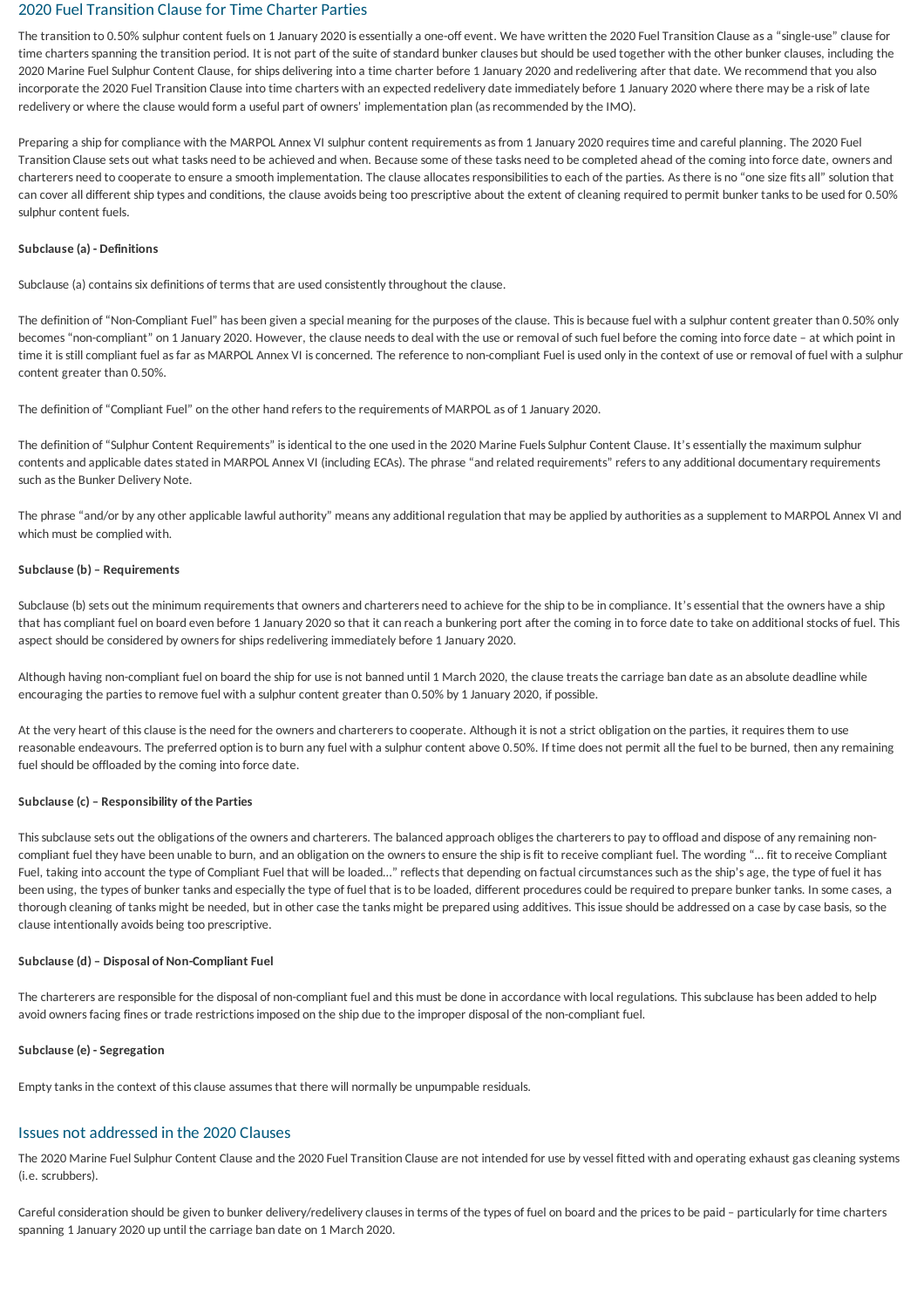## 2020 Fuel Transition Clause for Time Charter Parties

The transition to 0.50% sulphur content fuels on 1 January 2020 is essentially a one-off event. We have written the 2020 Fuel Transition Clause as a "single-use" clause for time charters spanning the transition period. It is not part of the suite of standard bunker clauses but should be used together with the other bunker clauses, including the 2020 Marine Fuel Sulphur Content Clause, for ships delivering into a time charter before 1 January 2020 and redelivering after that date. We recommend that you also incorporate the 2020 Fuel Transition Clause into time charters with an expected redelivery date immediately before 1 January 2020 where there may be a risk of late redelivery or where the clause would form a useful part of owners' implementation plan (as recommended by the IMO).

Preparing a ship for compliance with the MARPOL Annex VI sulphur content requirements as from 1 January 2020 requires time and careful planning. The 2020 Fuel Transition Clause sets out what tasks need to be achieved and when. Because some of these tasks need to be completed ahead of the coming into force date, owners and charterers need to cooperate to ensure a smooth implementation. The clause allocates responsibilities to each of the parties. As there is no "one size fits all" solution that can cover all different ship types and conditions, the clause avoids being too prescriptive about the extent of cleaning required to permit bunker tanks to be used for 0.50% sulphur content fuels.

#### Subclause (a) - Definitions

Subclause (a) contains six definitions of terms that are used consistently throughout the clause.

The definition of "Non-Compliant Fuel" has been given a special meaning for the purposes of the clause. This is because fuel with a sulphur content greater than 0.50% only becomes "non-compliant" on 1 January 2020. However, the clause needs to deal with the use or removal of such fuel before the coming into force date – at which point in time it is still compliant fuel as far as MARPOL Annex VI is concerned. The reference to non-compliant Fuel is used only in the context of use or removal of fuel with a sulphur content greater than 0.50%.

The definition of "Compliant Fuel" on the other hand refers to the requirements of MARPOL as of 1 January 2020.

The definition of "Sulphur Content Requirements" is identical to the one used in the 2020 Marine Fuels Sulphur Content Clause. It's essentially the maximum sulphur contents and applicable dates stated in MARPOL Annex VI (including ECAs). The phrase "and related requirements" refers to any additional documentary requirements such as the Bunker Delivery Note.

The phrase "and/or by any other applicable lawful authority" means any additional regulation that may be applied by authorities as a supplement to MARPOL Annex VI and which must be complied with.

#### Subclause (b) – Requirements

Subclause (b) sets out the minimum requirements that owners and charterers need to achieve for the ship to be in compliance. It's essential that the owners have a ship that has compliant fuel on board even before 1 January 2020 so that it can reach a bunkering port after the coming in to force date to take on additional stocks of fuel. This aspect should be considered by owners for ships redelivering immediately before 1 January 2020.

Although having non-compliant fuel on board the ship for use is not banned until 1 March 2020, the clause treats the carriage ban date as an absolute deadline while encouraging the parties to remove fuel with a sulphur content greater than 0.50% by 1 January 2020, if possible.

At the very heart of this clause is the need for the owners and charterers to cooperate. Although it is not a strict obligation on the parties, it requires them to use reasonable endeavours. The preferred option is to burn any fuel with a sulphur content above 0.50%. If time does not permit all the fuel to be burned, then any remaining fuel should be offloaded by the coming into force date.

#### Subclause (c) – Responsibility of the Parties

This subclause sets out the obligations of the owners and charterers. The balanced approach obliges the charterers to pay to offload and dispose of any remaining non-compliant fuel they have been unable to burn, and an obligation on the owners to ensure the ship is fit to receive compliant fuel. The wording "… fit to receive Compliant Fuel, taking into account the type of Compliant Fuel that will be loaded…" reflects that depending on factual circumstances such as the ship's age, the type of fuel it has been using, the types of bunker tanks and especially the type of fuel that is to be loaded, different procedures could be required to prepare bunker tanks. In some cases, a thorough cleaning of tanks might be needed, but in other case the tanks might be prepared using additives. This issue should be addressed on a case by case basis, so the clause intentionally avoids being too prescriptive.

#### Subclause (d) – Disposal of Non-Compliant Fuel

The charterers are responsible for the disposal of non-compliant fuel and this must be done in accordance with local regulations. This subclause has been added to help avoid owners facing fines or trade restrictions imposed on the ship due to the improper disposal of the non-compliant fuel.

#### Subclause (e) - Segregation

Empty tanks in the context of this clause assumes that there will normally be unpumpable residuals.

## Issues not addressed in the 2020 Clauses

The 2020 Marine Fuel Sulphur Content Clause and the 2020 Fuel Transition Clause are not intended for use by vessel fitted with and operating exhaust gas cleaning systems (i.e. scrubbers).

Careful consideration should be given to bunker delivery/redelivery clauses in terms of the types of fuel on board and the prices to be paid – particularly for time charters spanning 1 January 2020 up until the carriage ban date on 1 March 2020.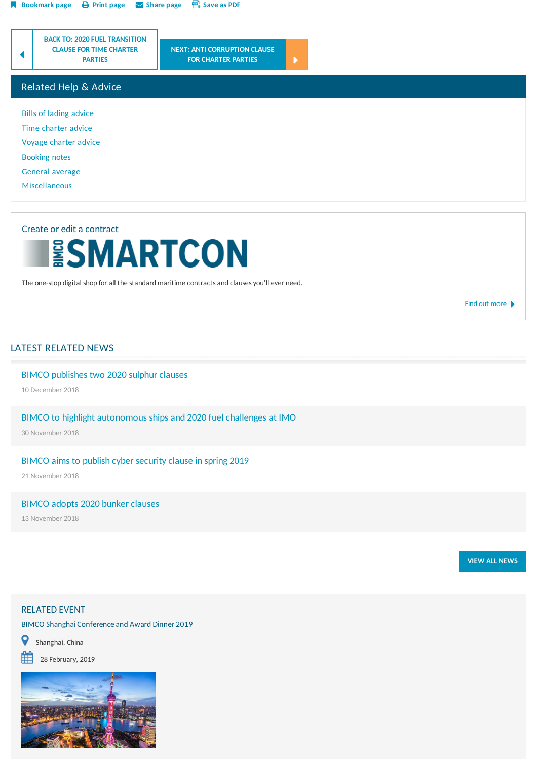Bookmark page   Print page   Share page   Save as PDF

BACK TO: 2020 FUEL TRANSITION CLAUSE FOR TIME CHARTER PARTIES

NEXT: ANTI CORRUPTION CLAUSE FOR CHARTER PARTIES

## Related Help & Advice

- Bills of lading advice
- Time charter advice
- Voyage charter advice
- Booking notes
- General average
- Miscellaneous

Create or edit a contract

BIMCO SMARTCON

The one-stop digital shop for all the standard maritime contracts and clauses you'll ever need.

Find out more

## LATEST RELATED NEWS

BIMCO publishes two 2020 sulphur clauses

10 December 2018

BIMCO to highlight autonomous ships and 2020 fuel challenges at IMO

30 November 2018

BIMCO aims to publish cyber security clause in spring 2019

21 November 2018

BIMCO adopts 2020 bunker clauses

13 November 2018

VIEW ALL NEWS

## RELATED EVENT

BIMCO Shanghai Conference and Award Dinner 2019

Shanghai, China

28 February, 2019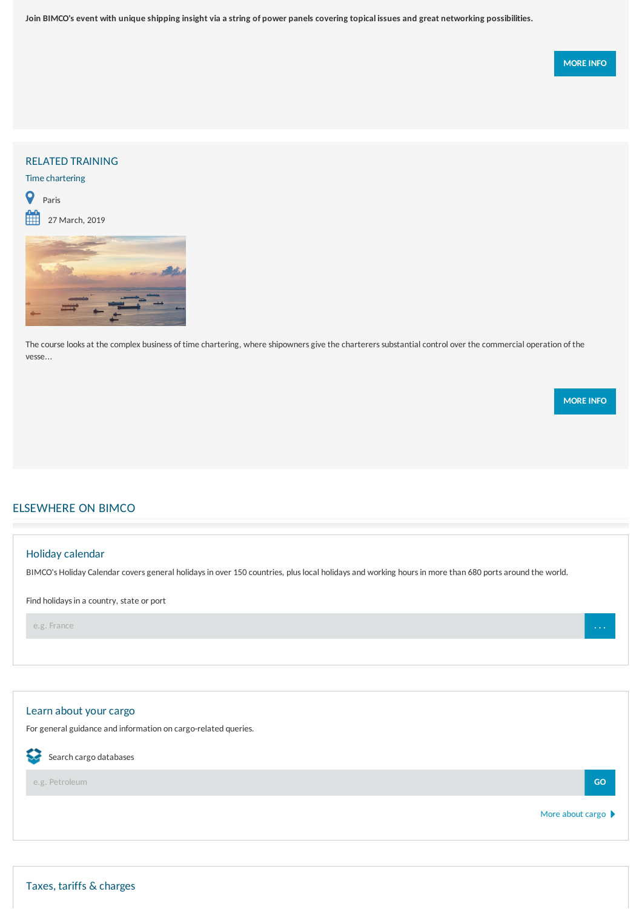**Join BIMCO's event with unique shipping insight via a string of power panels covering topical issues and great networking possibilities.**

MORE INFO

## RELATED TRAINING

Time chartering

Paris

27 March, 2019

The course looks at the complex business of time chartering, where shipowners give the charterers substantial control over the commercial operation of the vesse…

MORE INFO

## ELSEWHERE ON BIMCO

### Holiday calendar

BIMCO's Holiday Calendar covers general holidays in over 150 countries, plus local holidays and working hours in more than 680 ports around the world.

Find holidays in a country, state or port

e.g. France ...

### Learn about your cargo

For general guidance and information on cargo-related queries.

Search cargo databases

e.g. Petroleum GO

More about cargo

### Taxes, tariffs & charges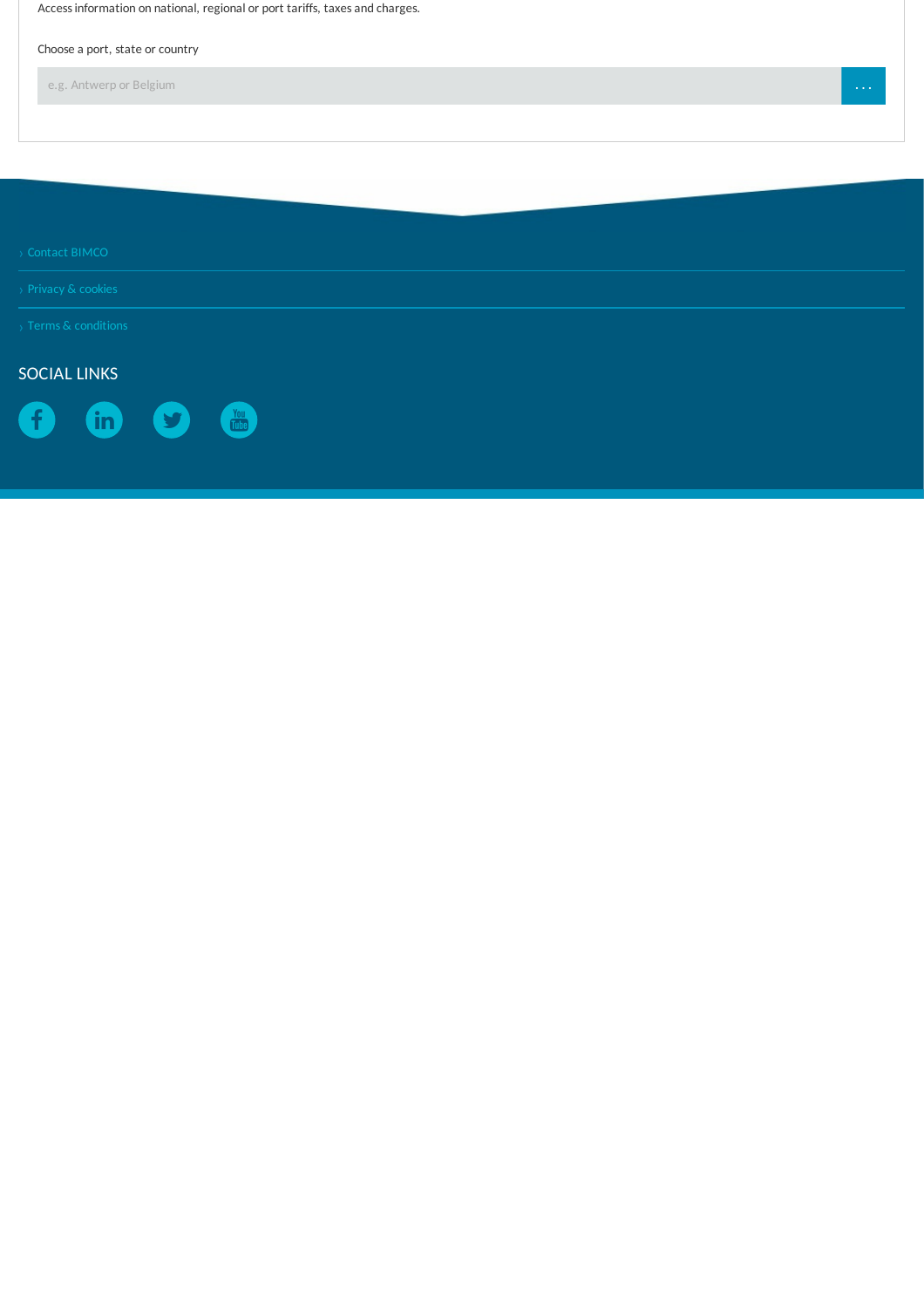Access information on national, regional or port tariffs, taxes and charges.

Choose a port, state or country

e.g. Antwerp or Belgium

- Contact BIMCO
- Privacy & cookies
- Terms & conditions

## SOCIAL LINKS